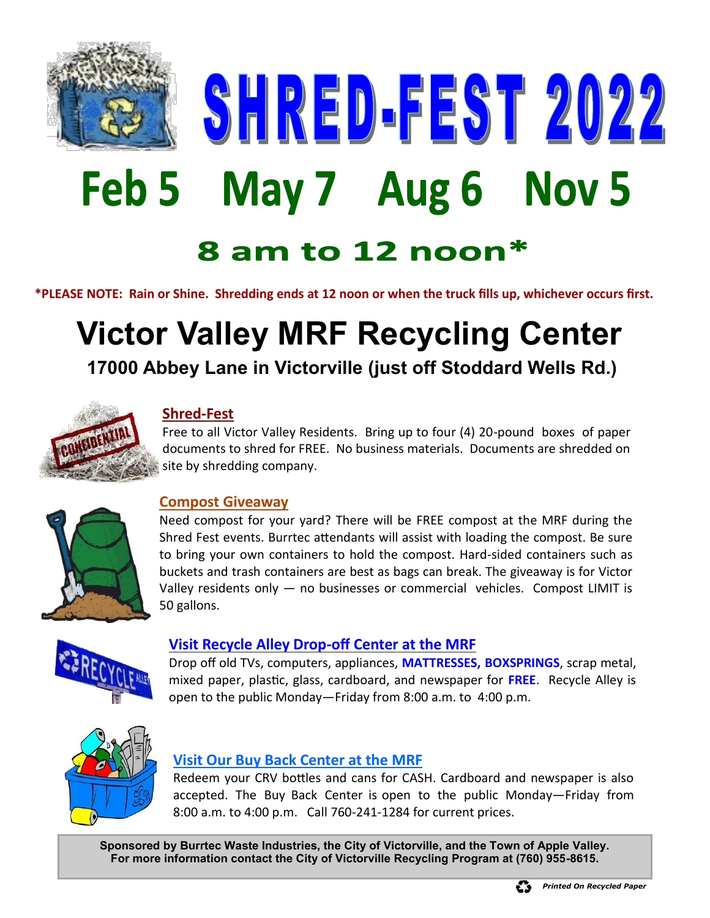# SHRED-FEST 2022

## Feb 5   May 7   Aug 6   Nov 5

## 8 am to 12 noon*

**\*PLEASE NOTE: Rain or Shine. Shredding ends at 12 noon or when the truck fills up, whichever occurs first.**

# Victor Valley MRF Recycling Center

**17000 Abbey Lane in Victorville (just off Stoddard Wells Rd.)**

### Shred-Fest

Free to all Victor Valley Residents. Bring up to four (4) 20-pound boxes of paper documents to shred for FREE. No business materials. Documents are shredded on site by shredding company.

### Compost Giveaway

Need compost for your yard? There will be FREE compost at the MRF during the Shred Fest events. Burrtec attendants will assist with loading the compost. Be sure to bring your own containers to hold the compost. Hard-sided containers such as buckets and trash containers are best as bags can break. The giveaway is for Victor Valley residents only — no businesses or commercial vehicles. Compost LIMIT is 50 gallons.

### Visit Recycle Alley Drop-off Center at the MRF

Drop off old TVs, computers, appliances, **MATTRESSES, BOXSPRINGS**, scrap metal, mixed paper, plastic, glass, cardboard, and newspaper for **FREE**. Recycle Alley is open to the public Monday—Friday from 8:00 a.m. to 4:00 p.m.

### Visit Our Buy Back Center at the MRF

Redeem your CRV bottles and cans for CASH. Cardboard and newspaper is also accepted. The Buy Back Center is open to the public Monday—Friday from 8:00 a.m. to 4:00 p.m. Call 760-241-1284 for current prices.

**Sponsored by Burrtec Waste Industries, the City of Victorville, and the Town of Apple Valley.**
**For more information contact the City of Victorville Recycling Program at (760) 955-8615.**

***Printed On Recycled Paper***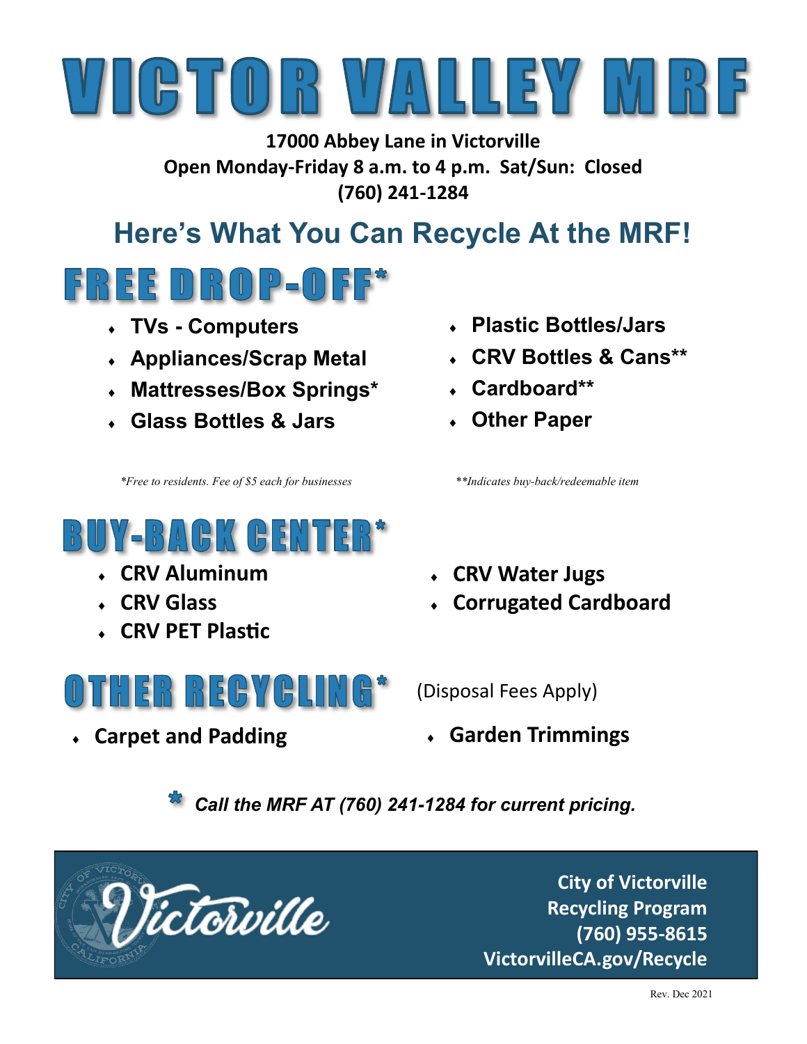# VICTOR VALLEY MRF

**17000 Abbey Lane in Victorville**
**Open Monday-Friday 8 a.m. to 4 p.m. Sat/Sun: Closed**
**(760) 241-1284**

## Here's What You Can Recycle At the MRF!

## FREE DROP-OFF*

- **TVs - Computers**
- **Appliances/Scrap Metal**
- **Mattresses/Box Springs***
- **Glass Bottles & Jars**
- **Plastic Bottles/Jars**
- **CRV Bottles & Cans****
- **Cardboard****
- **Other Paper**

*\*Free to residents. Fee of $5 each for businesses*

*\*\*Indicates buy-back/redeemable item*

## BUY-BACK CENTER*

- **CRV Aluminum**
- **CRV Glass**
- **CRV PET Plastic**
- **CRV Water Jugs**
- **Corrugated Cardboard**

## OTHER RECYCLING*

(Disposal Fees Apply)

- **Carpet and Padding**
- **Garden Trimmings**

\* ***Call the MRF AT (760) 241-1284 for current pricing.***

Victorville

**City of Victorville**
**Recycling Program**
**(760) 955-8615**
**VictorvilleCA.gov/Recycle**

Rev. Dec 2021